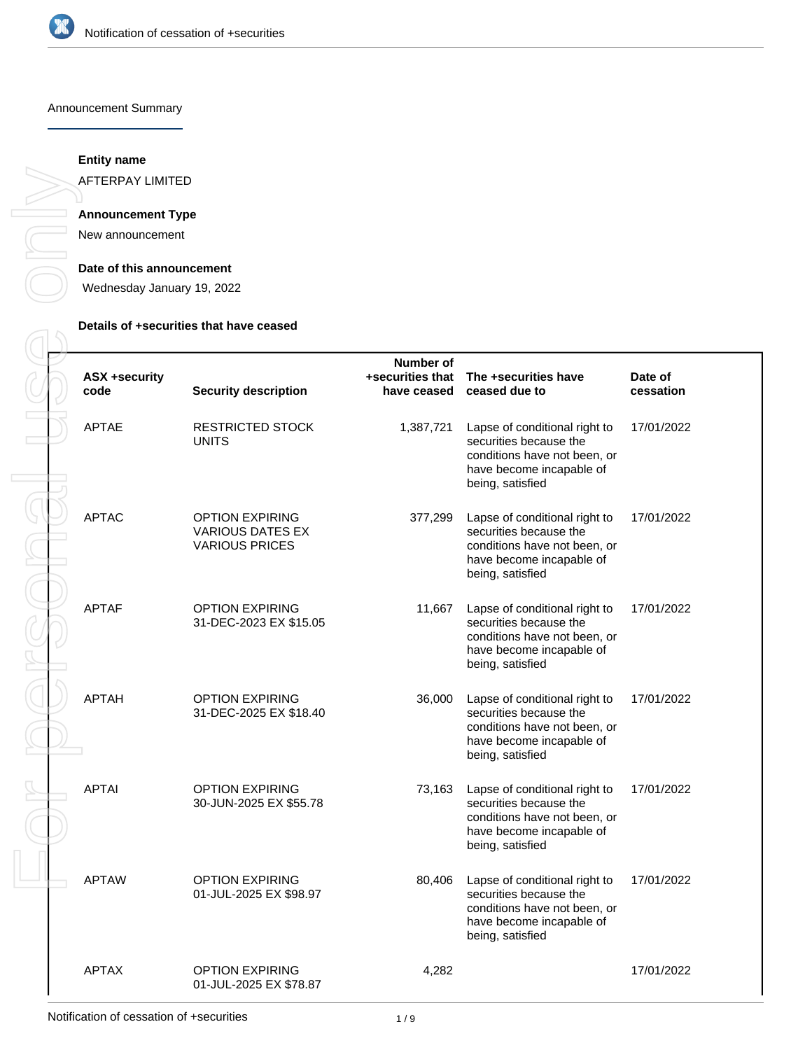Notification of cessation of +securities

## Announcement Summary

**Entity name**

AFTERPAY LIMITED

**Announcement Type**

New announcement

**Date of this announcement**

Wednesday January 19, 2022

**Details of +securities that have ceased**

| ASX +security code | Security description | Number of +securities that have ceased | The +securities have ceased due to | Date of cessation |
|---|---|---|---|---|
| APTAE | RESTRICTED STOCK UNITS | 1,387,721 | Lapse of conditional right to securities because the conditions have not been, or have become incapable of being, satisfied | 17/01/2022 |
| APTAC | OPTION EXPIRING VARIOUS DATES EX VARIOUS PRICES | 377,299 | Lapse of conditional right to securities because the conditions have not been, or have become incapable of being, satisfied | 17/01/2022 |
| APTAF | OPTION EXPIRING 31-DEC-2023 EX $15.05 | 11,667 | Lapse of conditional right to securities because the conditions have not been, or have become incapable of being, satisfied | 17/01/2022 |
| APTAH | OPTION EXPIRING 31-DEC-2025 EX $18.40 | 36,000 | Lapse of conditional right to securities because the conditions have not been, or have become incapable of being, satisfied | 17/01/2022 |
| APTAI | OPTION EXPIRING 30-JUN-2025 EX $55.78 | 73,163 | Lapse of conditional right to securities because the conditions have not been, or have become incapable of being, satisfied | 17/01/2022 |
| APTAW | OPTION EXPIRING 01-JUL-2025 EX $98.97 | 80,406 | Lapse of conditional right to securities because the conditions have not been, or have become incapable of being, satisfied | 17/01/2022 |
| APTAX | OPTION EXPIRING 01-JUL-2025 EX $78.87 | 4,282 | | 17/01/2022 |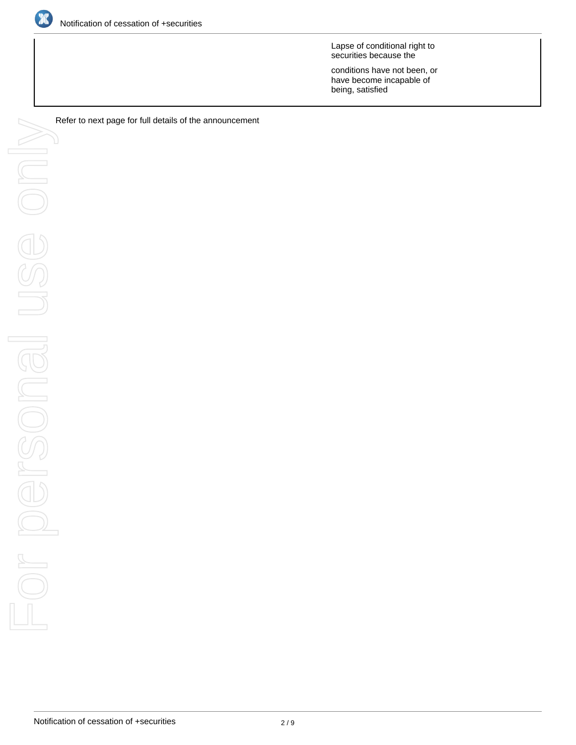| | |
|---|---|
| | Lapse of conditional right to securities because the conditions have not been, or have become incapable of being, satisfied |

Refer to next page for full details of the announcement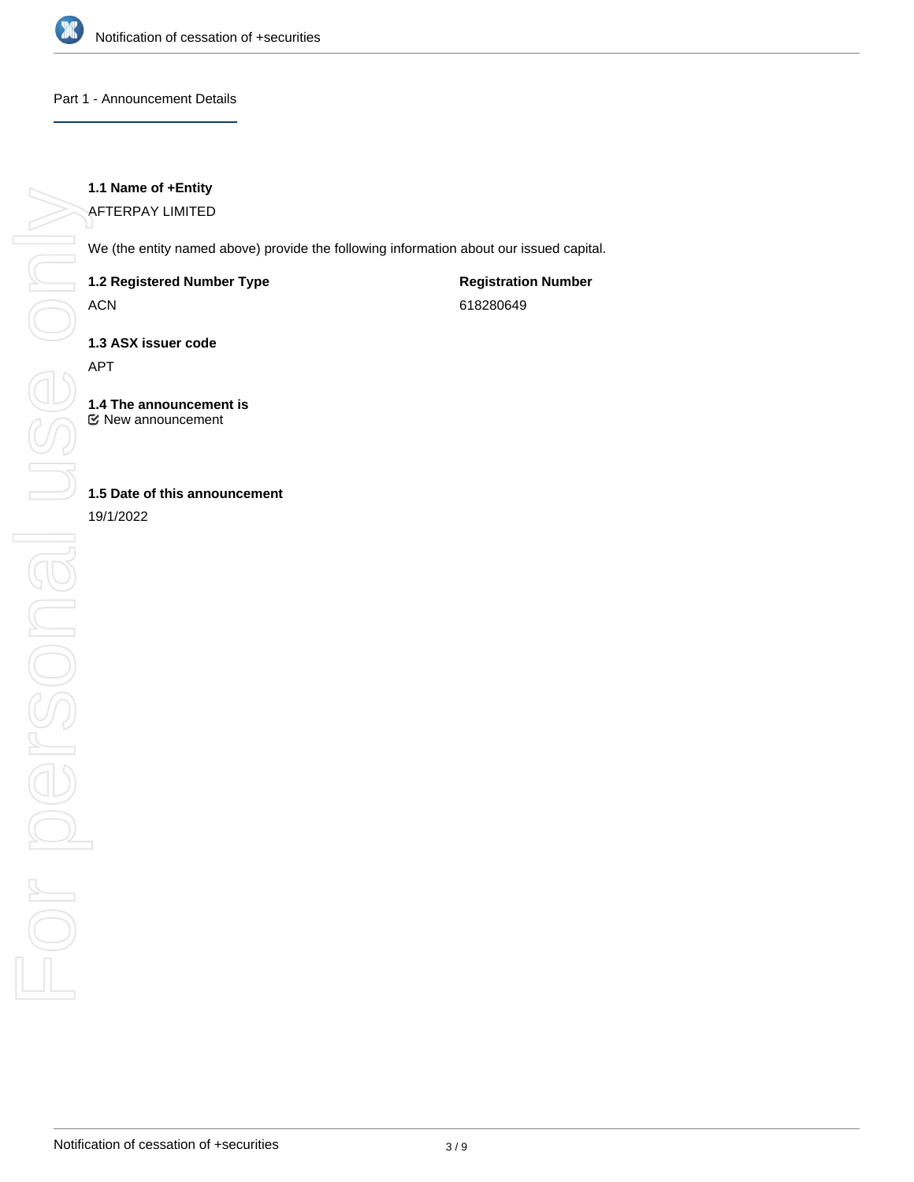## Part 1 - Announcement Details

**1.1 Name of +Entity**

AFTERPAY LIMITED

We (the entity named above) provide the following information about our issued capital.

**1.2 Registered Number Type**

ACN

**Registration Number**

618280649

**1.3 ASX issuer code**

APT

**1.4 The announcement is**

New announcement

**1.5 Date of this announcement**

19/1/2022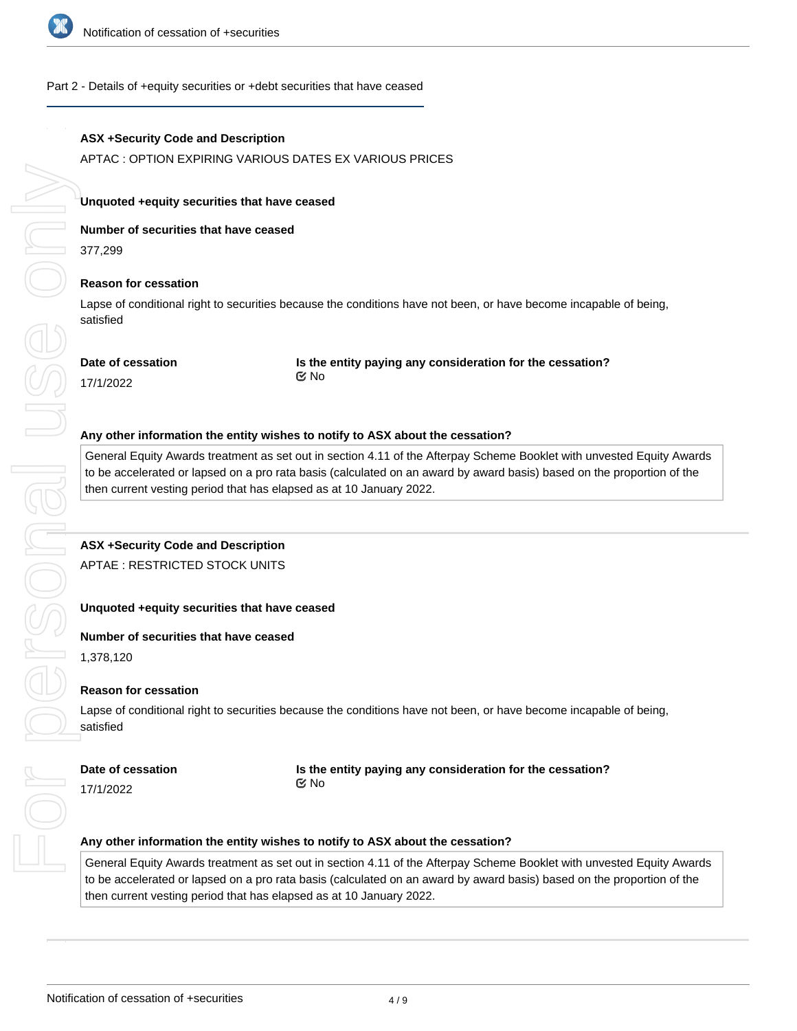Part 2 - Details of +equity securities or +debt securities that have ceased

**ASX +Security Code and Description**

APTAC : OPTION EXPIRING VARIOUS DATES EX VARIOUS PRICES

**Unquoted +equity securities that have ceased**

**Number of securities that have ceased**

377,299

**Reason for cessation**

Lapse of conditional right to securities because the conditions have not been, or have become incapable of being, satisfied

**Date of cessation**

17/1/2022

**Is the entity paying any consideration for the cessation?**

☑ No

**Any other information the entity wishes to notify to ASX about the cessation?**

General Equity Awards treatment as set out in section 4.11 of the Afterpay Scheme Booklet with unvested Equity Awards to be accelerated or lapsed on a pro rata basis (calculated on an award by award basis) based on the proportion of the then current vesting period that has elapsed as at 10 January 2022.

---

**ASX +Security Code and Description**

APTAE : RESTRICTED STOCK UNITS

**Unquoted +equity securities that have ceased**

**Number of securities that have ceased**

1,378,120

**Reason for cessation**

Lapse of conditional right to securities because the conditions have not been, or have become incapable of being, satisfied

**Date of cessation**

17/1/2022

**Is the entity paying any consideration for the cessation?**

☑ No

**Any other information the entity wishes to notify to ASX about the cessation?**

General Equity Awards treatment as set out in section 4.11 of the Afterpay Scheme Booklet with unvested Equity Awards to be accelerated or lapsed on a pro rata basis (calculated on an award by award basis) based on the proportion of the then current vesting period that has elapsed as at 10 January 2022.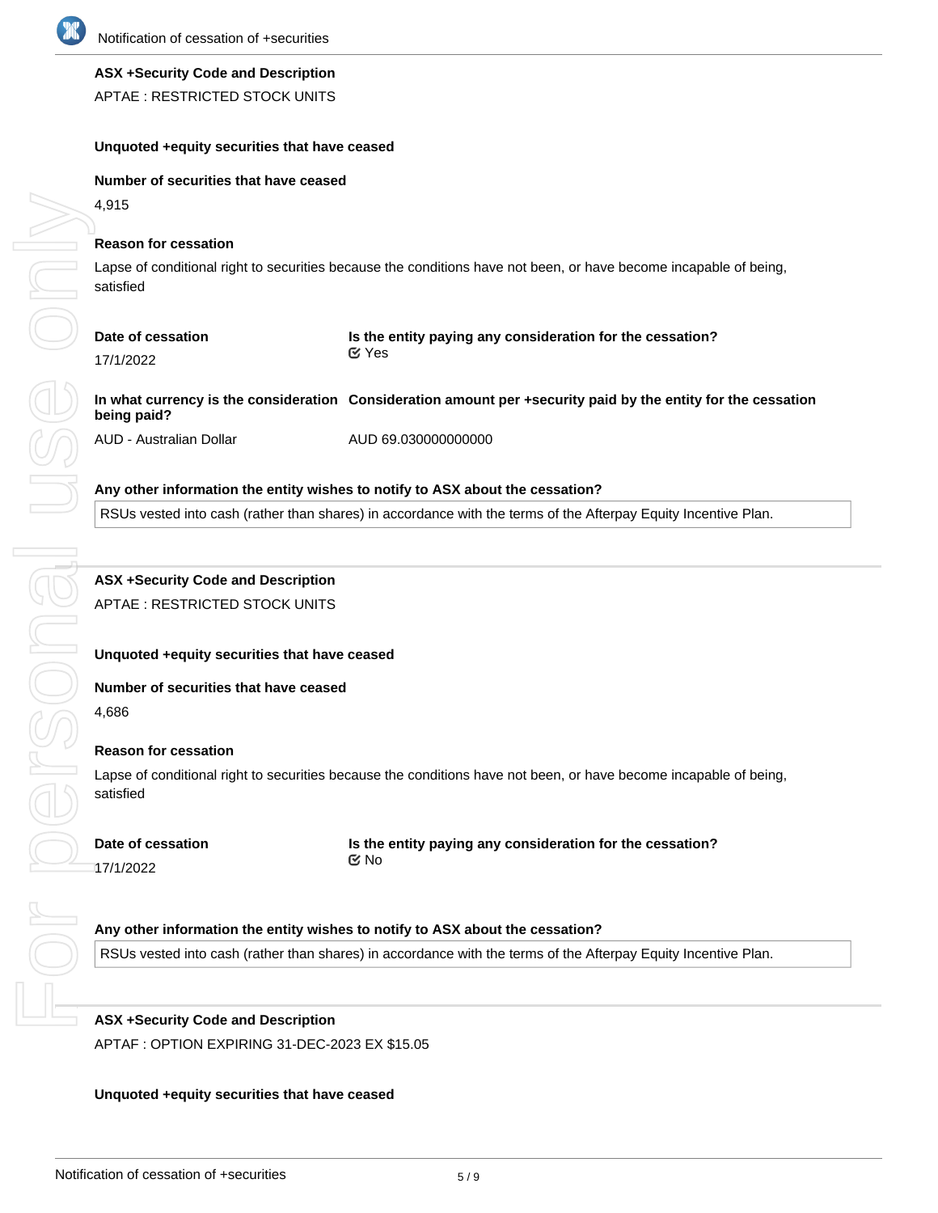**ASX +Security Code and Description**

APTAE : RESTRICTED STOCK UNITS

**Unquoted +equity securities that have ceased**

**Number of securities that have ceased**

4,915

**Reason for cessation**

Lapse of conditional right to securities because the conditions have not been, or have become incapable of being, satisfied

**Date of cessation**

17/1/2022

**Is the entity paying any consideration for the cessation?**

Yes

**In what currency is the consideration being paid?**

AUD - Australian Dollar

**Consideration amount per +security paid by the entity for the cessation**

AUD 69.030000000000

**Any other information the entity wishes to notify to ASX about the cessation?**

RSUs vested into cash (rather than shares) in accordance with the terms of the Afterpay Equity Incentive Plan.

---

**ASX +Security Code and Description**

APTAE : RESTRICTED STOCK UNITS

**Unquoted +equity securities that have ceased**

**Number of securities that have ceased**

4,686

**Reason for cessation**

Lapse of conditional right to securities because the conditions have not been, or have become incapable of being, satisfied

**Date of cessation**

17/1/2022

**Is the entity paying any consideration for the cessation?**

No

**Any other information the entity wishes to notify to ASX about the cessation?**

RSUs vested into cash (rather than shares) in accordance with the terms of the Afterpay Equity Incentive Plan.

---

**ASX +Security Code and Description**

APTAF : OPTION EXPIRING 31-DEC-2023 EX $15.05

**Unquoted +equity securities that have ceased**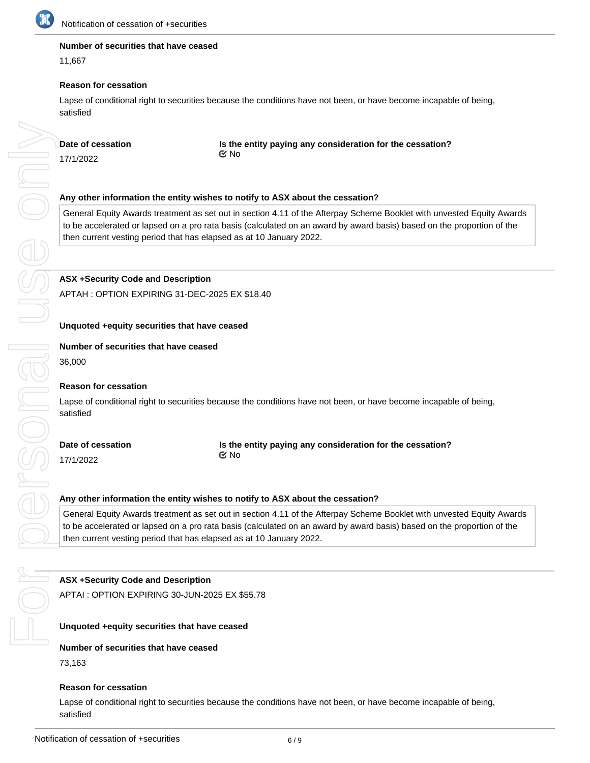**Number of securities that have ceased**

11,667

**Reason for cessation**

Lapse of conditional right to securities because the conditions have not been, or have become incapable of being, satisfied

**Date of cessation**

17/1/2022

**Is the entity paying any consideration for the cessation?**

No

**Any other information the entity wishes to notify to ASX about the cessation?**

General Equity Awards treatment as set out in section 4.11 of the Afterpay Scheme Booklet with unvested Equity Awards to be accelerated or lapsed on a pro rata basis (calculated on an award by award basis) based on the proportion of the then current vesting period that has elapsed as at 10 January 2022.

---

**ASX +Security Code and Description**

APTAH : OPTION EXPIRING 31-DEC-2025 EX $18.40

**Unquoted +equity securities that have ceased**

**Number of securities that have ceased**

36,000

**Reason for cessation**

Lapse of conditional right to securities because the conditions have not been, or have become incapable of being, satisfied

**Date of cessation**

17/1/2022

**Is the entity paying any consideration for the cessation?**

No

**Any other information the entity wishes to notify to ASX about the cessation?**

General Equity Awards treatment as set out in section 4.11 of the Afterpay Scheme Booklet with unvested Equity Awards to be accelerated or lapsed on a pro rata basis (calculated on an award by award basis) based on the proportion of the then current vesting period that has elapsed as at 10 January 2022.

---

**ASX +Security Code and Description**

APTAI : OPTION EXPIRING 30-JUN-2025 EX $55.78

**Unquoted +equity securities that have ceased**

**Number of securities that have ceased**

73,163

**Reason for cessation**

Lapse of conditional right to securities because the conditions have not been, or have become incapable of being, satisfied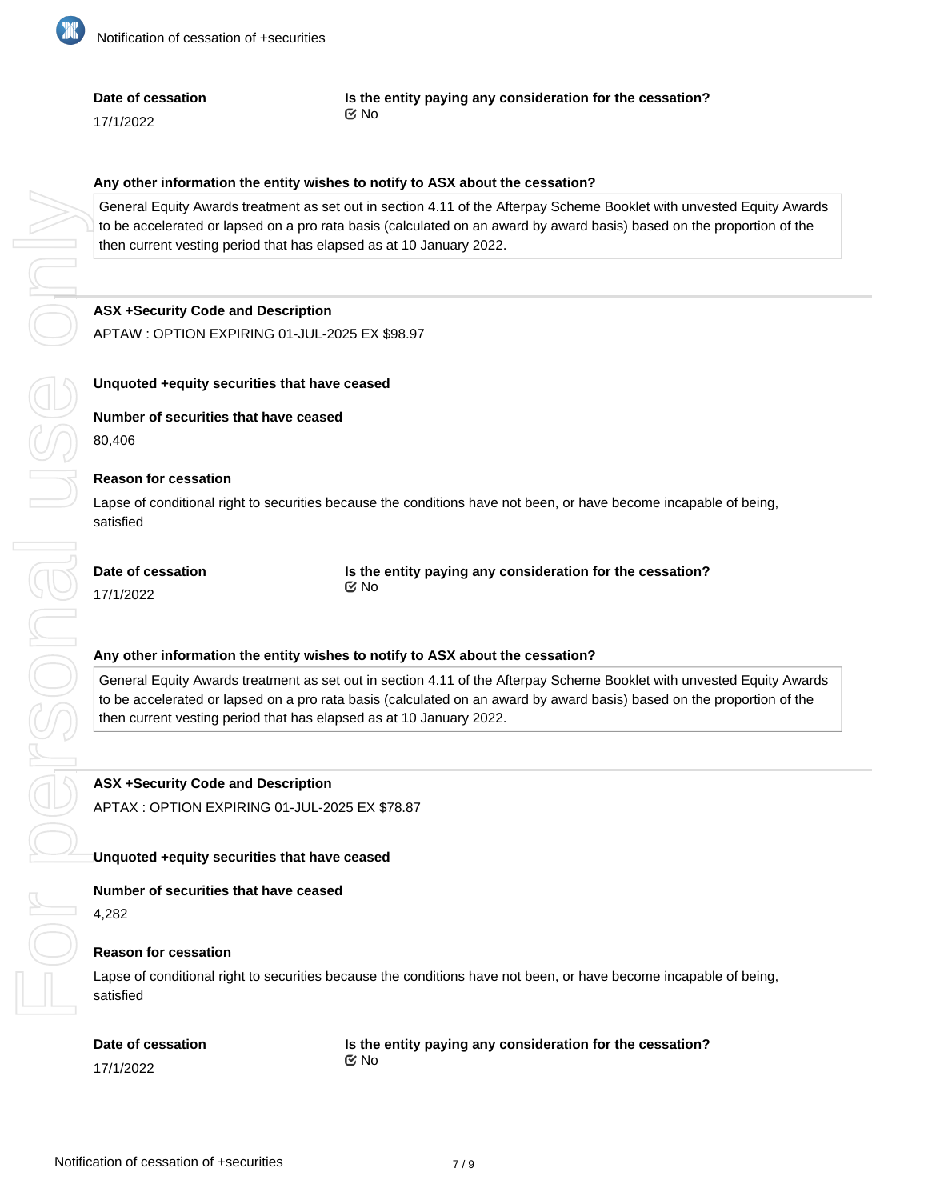**Date of cessation**

17/1/2022

**Is the entity paying any consideration for the cessation?**

No

**Any other information the entity wishes to notify to ASX about the cessation?**

General Equity Awards treatment as set out in section 4.11 of the Afterpay Scheme Booklet with unvested Equity Awards to be accelerated or lapsed on a pro rata basis (calculated on an award by award basis) based on the proportion of the then current vesting period that has elapsed as at 10 January 2022.

---

**ASX +Security Code and Description**

APTAW : OPTION EXPIRING 01-JUL-2025 EX $98.97

**Unquoted +equity securities that have ceased**

**Number of securities that have ceased**

80,406

**Reason for cessation**

Lapse of conditional right to securities because the conditions have not been, or have become incapable of being, satisfied

**Date of cessation**

17/1/2022

**Is the entity paying any consideration for the cessation?**

No

**Any other information the entity wishes to notify to ASX about the cessation?**

General Equity Awards treatment as set out in section 4.11 of the Afterpay Scheme Booklet with unvested Equity Awards to be accelerated or lapsed on a pro rata basis (calculated on an award by award basis) based on the proportion of the then current vesting period that has elapsed as at 10 January 2022.

---

**ASX +Security Code and Description**

APTAX : OPTION EXPIRING 01-JUL-2025 EX $78.87

**Unquoted +equity securities that have ceased**

**Number of securities that have ceased**

4,282

**Reason for cessation**

Lapse of conditional right to securities because the conditions have not been, or have become incapable of being, satisfied

**Date of cessation**

17/1/2022

**Is the entity paying any consideration for the cessation?**

No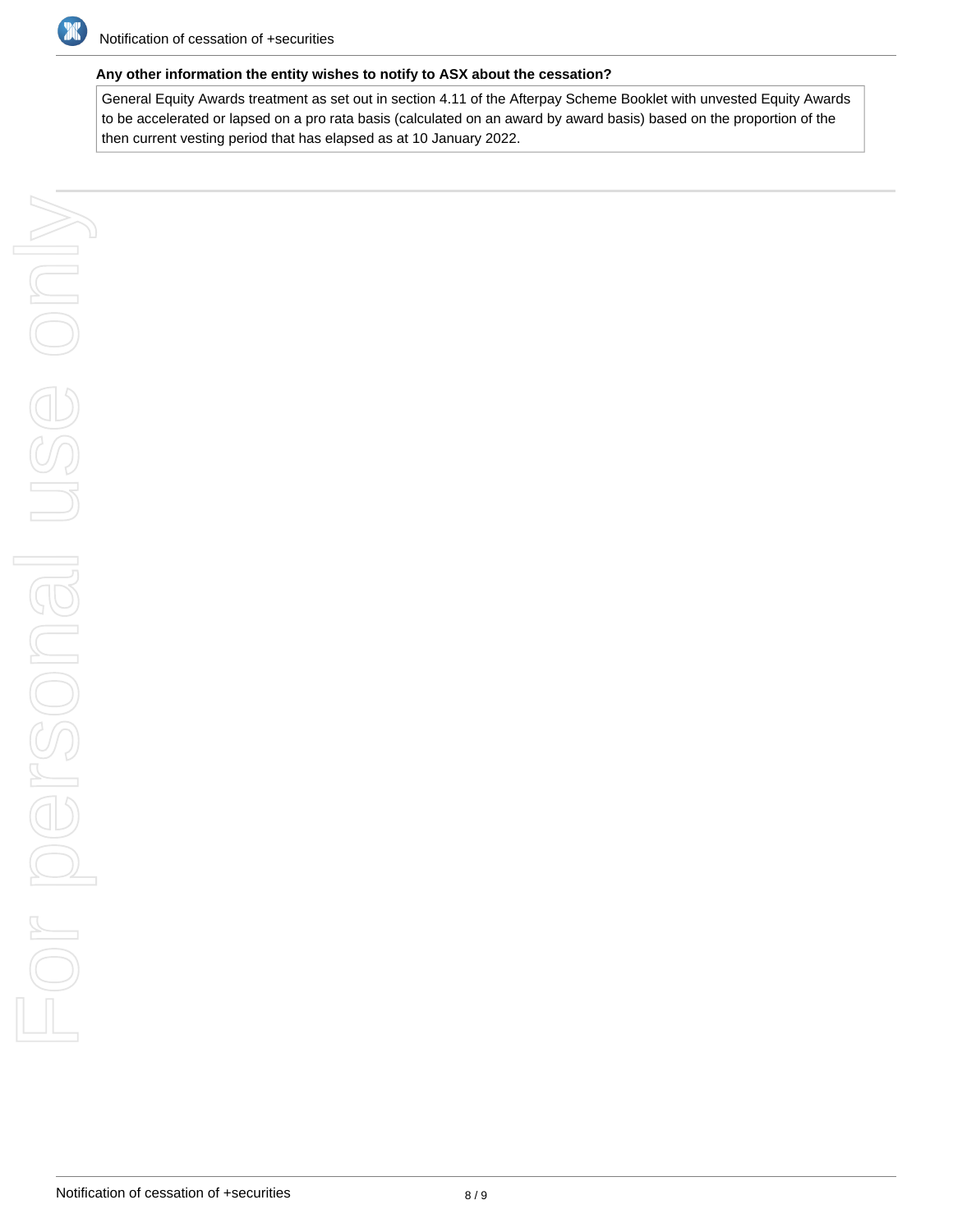**Any other information the entity wishes to notify to ASX about the cessation?**

General Equity Awards treatment as set out in section 4.11 of the Afterpay Scheme Booklet with unvested Equity Awards to be accelerated or lapsed on a pro rata basis (calculated on an award by award basis) based on the proportion of the then current vesting period that has elapsed as at 10 January 2022.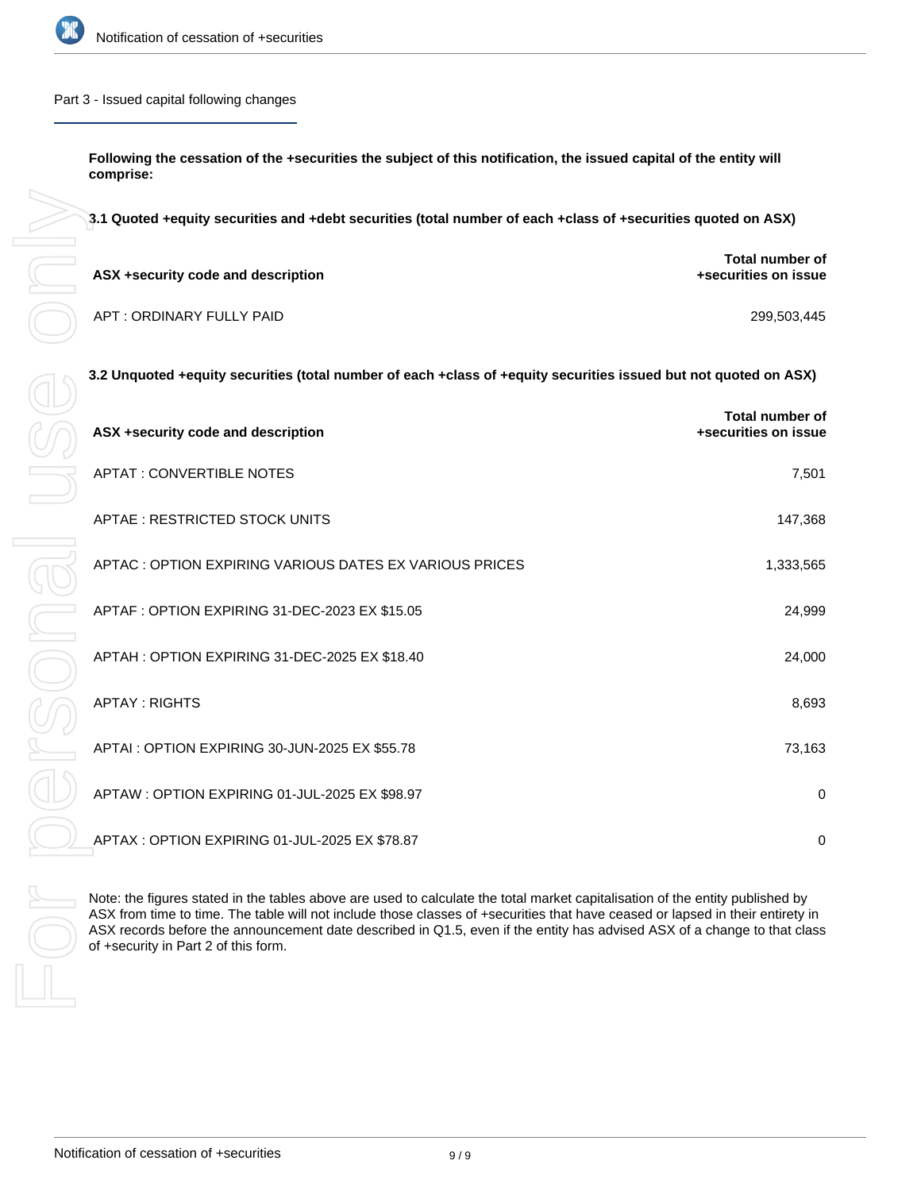## Part 3 - Issued capital following changes

**Following the cessation of the +securities the subject of this notification, the issued capital of the entity will comprise:**

**3.1 Quoted +equity securities and +debt securities (total number of each +class of +securities quoted on ASX)**

| ASX +security code and description | Total number of +securities on issue |
|---|---|
| APT : ORDINARY FULLY PAID | 299,503,445 |

**3.2 Unquoted +equity securities (total number of each +class of +equity securities issued but not quoted on ASX)**

| ASX +security code and description | Total number of +securities on issue |
|---|---|
| APTAT : CONVERTIBLE NOTES | 7,501 |
| APTAE : RESTRICTED STOCK UNITS | 147,368 |
| APTAC : OPTION EXPIRING VARIOUS DATES EX VARIOUS PRICES | 1,333,565 |
| APTAF : OPTION EXPIRING 31-DEC-2023 EX $15.05 | 24,999 |
| APTAH : OPTION EXPIRING 31-DEC-2025 EX $18.40 | 24,000 |
| APTAY : RIGHTS | 8,693 |
| APTAI : OPTION EXPIRING 30-JUN-2025 EX $55.78 | 73,163 |
| APTAW : OPTION EXPIRING 01-JUL-2025 EX $98.97 | 0 |
| APTAX : OPTION EXPIRING 01-JUL-2025 EX $78.87 | 0 |

Note: the figures stated in the tables above are used to calculate the total market capitalisation of the entity published by ASX from time to time. The table will not include those classes of +securities that have ceased or lapsed in their entirety in ASX records before the announcement date described in Q1.5, even if the entity has advised ASX of a change to that class of +security in Part 2 of this form.